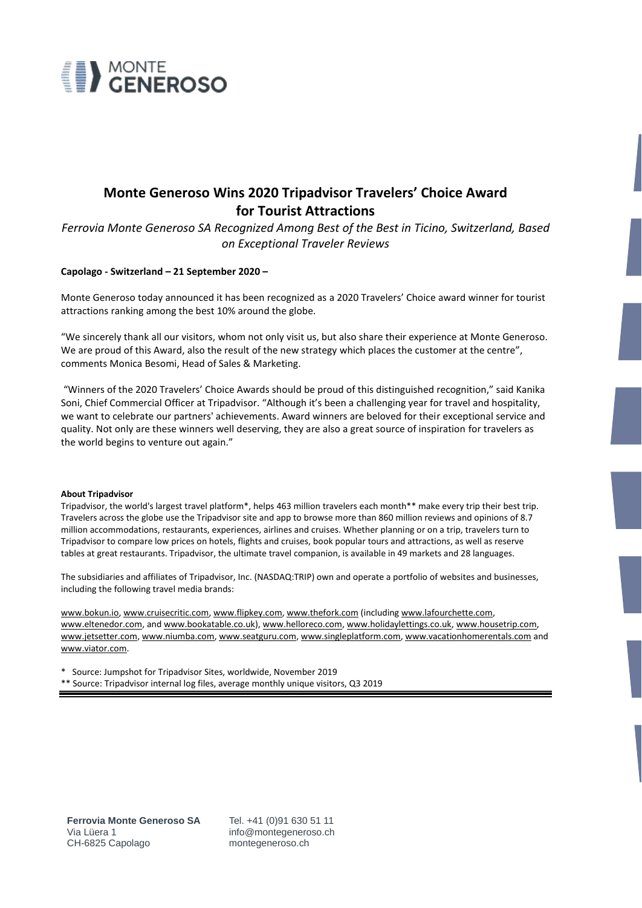MONTE GENEROSO

# Monte Generoso Wins 2020 Tripadvisor Travelers' Choice Award for Tourist Attractions

*Ferrovia Monte Generoso SA Recognized Among Best of the Best in Ticino, Switzerland, Based on Exceptional Traveler Reviews*

**Capolago - Switzerland – 21 September 2020 –**

Monte Generoso today announced it has been recognized as a 2020 Travelers' Choice award winner for tourist attractions ranking among the best 10% around the globe.

"We sincerely thank all our visitors, whom not only visit us, but also share their experience at Monte Generoso. We are proud of this Award, also the result of the new strategy which places the customer at the centre", comments Monica Besomi, Head of Sales & Marketing.

"Winners of the 2020 Travelers' Choice Awards should be proud of this distinguished recognition," said Kanika Soni, Chief Commercial Officer at Tripadvisor. "Although it's been a challenging year for travel and hospitality, we want to celebrate our partners' achievements. Award winners are beloved for their exceptional service and quality. Not only are these winners well deserving, they are also a great source of inspiration for travelers as the world begins to venture out again."

**About Tripadvisor**

Tripadvisor, the world's largest travel platform*, helps 463 million travelers each month** make every trip their best trip. Travelers across the globe use the Tripadvisor site and app to browse more than 860 million reviews and opinions of 8.7 million accommodations, restaurants, experiences, airlines and cruises. Whether planning or on a trip, travelers turn to Tripadvisor to compare low prices on hotels, flights and cruises, book popular tours and attractions, as well as reserve tables at great restaurants. Tripadvisor, the ultimate travel companion, is available in 49 markets and 28 languages.

The subsidiaries and affiliates of Tripadvisor, Inc. (NASDAQ:TRIP) own and operate a portfolio of websites and businesses, including the following travel media brands:

www.bokun.io, www.cruisecritic.com, www.flipkey.com, www.thefork.com (including www.lafourchette.com, www.eltenedor.com, and www.bookatable.co.uk), www.helloreco.com, www.holidaylettings.co.uk, www.housetrip.com, www.jetsetter.com, www.niumba.com, www.seatguru.com, www.singleplatform.com, www.vacationhomerentals.com and www.viator.com.

\* Source: Jumpshot for Tripadvisor Sites, worldwide, November 2019
** Source: Tripadvisor internal log files, average monthly unique visitors, Q3 2019

**Ferrovia Monte Generoso SA**
Via Lüera 1
CH-6825 Capolago

Tel. +41 (0)91 630 51 11
info@montegeneroso.ch
montegeneroso.ch